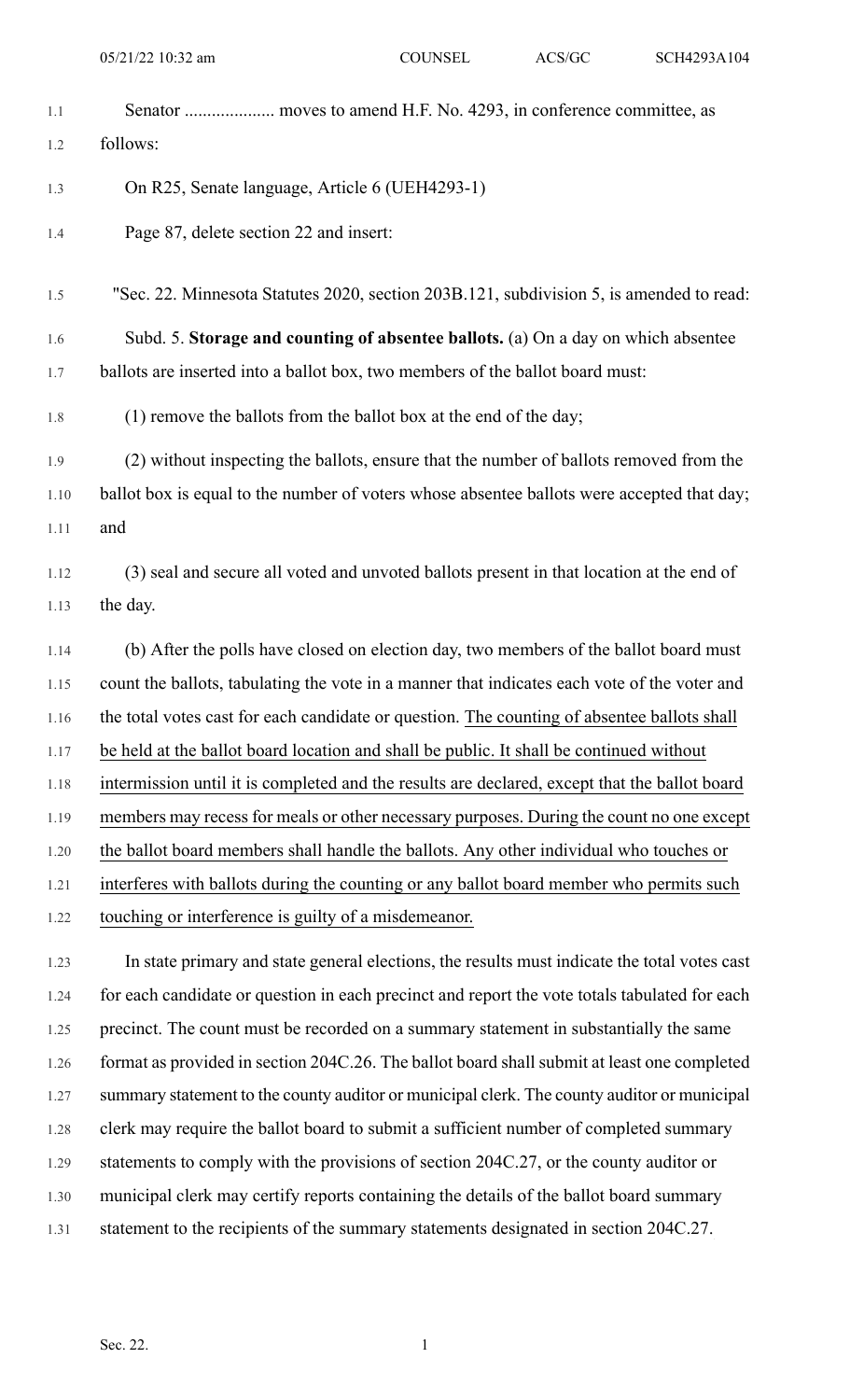Senator .................... moves to amend H.F. No. 4293, in conference committee, as follows:

On R25, Senate language, Article 6 (UEH4293-1)

Page 87, delete section 22 and insert:

"Sec. 22. Minnesota Statutes 2020, section 203B.121, subdivision 5, is amended to read:

Subd. 5. **Storage and counting of absentee ballots.** (a) On a day on which absentee ballots are inserted into a ballot box, two members of the ballot board must:

(1) remove the ballots from the ballot box at the end of the day;

(2) without inspecting the ballots, ensure that the number of ballots removed from the ballot box is equal to the number of voters whose absentee ballots were accepted that day; and

(3) seal and secure all voted and unvoted ballots present in that location at the end of the day.

(b) After the polls have closed on election day, two members of the ballot board must count the ballots, tabulating the vote in a manner that indicates each vote of the voter and the total votes cast for each candidate or question. <u>The counting of absentee ballots shall be held at the ballot board location and shall be public. It shall be continued without intermission until it is completed and the results are declared, except that the ballot board members may recess for meals or other necessary purposes. During the count no one except the ballot board members shall handle the ballots. Any other individual who touches or interferes with ballots during the counting or any ballot board member who permits such touching or interference is guilty of a misdemeanor.</u>

In state primary and state general elections, the results must indicate the total votes cast for each candidate or question in each precinct and report the vote totals tabulated for each precinct. The count must be recorded on a summary statement in substantially the same format as provided in section 204C.26. The ballot board shall submit at least one completed summary statement to the county auditor or municipal clerk. The county auditor or municipal clerk may require the ballot board to submit a sufficient number of completed summary statements to comply with the provisions of section 204C.27, or the county auditor or municipal clerk may certify reports containing the details of the ballot board summary statement to the recipients of the summary statements designated in section 204C.27.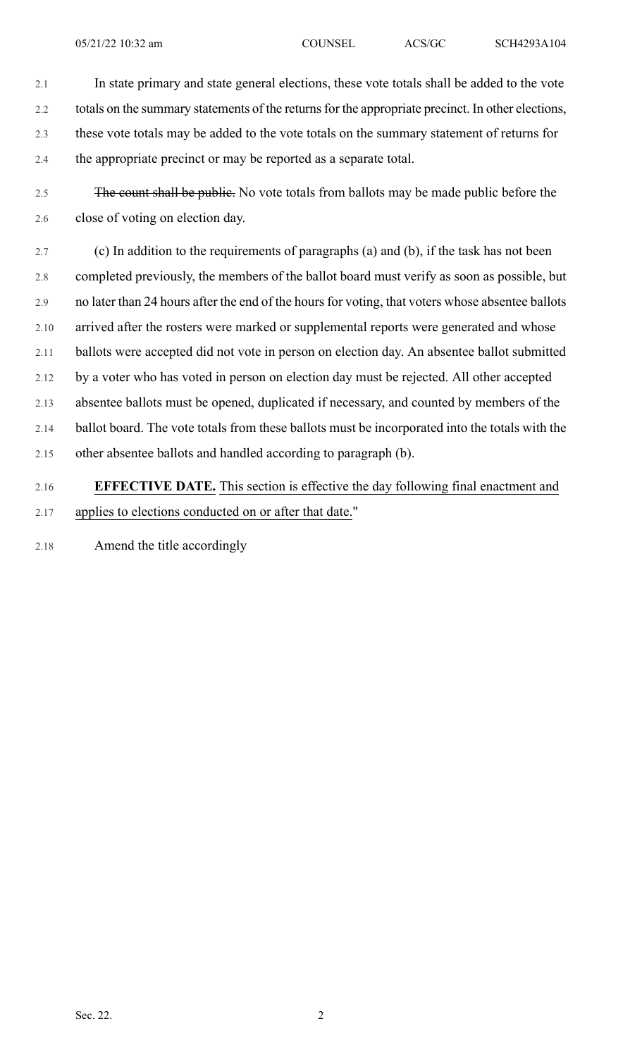In state primary and state general elections, these vote totals shall be added to the vote totals on the summary statements of the returns for the appropriate precinct. In other elections, these vote totals may be added to the vote totals on the summary statement of returns for the appropriate precinct or may be reported as a separate total.

~~The count shall be public.~~ No vote totals from ballots may be made public before the close of voting on election day.

(c) In addition to the requirements of paragraphs (a) and (b), if the task has not been completed previously, the members of the ballot board must verify as soon as possible, but no later than 24 hours after the end of the hours for voting, that voters whose absentee ballots arrived after the rosters were marked or supplemental reports were generated and whose ballots were accepted did not vote in person on election day. An absentee ballot submitted by a voter who has voted in person on election day must be rejected. All other accepted absentee ballots must be opened, duplicated if necessary, and counted by members of the ballot board. The vote totals from these ballots must be incorporated into the totals with the other absentee ballots and handled according to paragraph (b).

**EFFECTIVE DATE.** <u>This section is effective the day following final enactment and applies to elections conducted on or after that date.</u>"

Amend the title accordingly